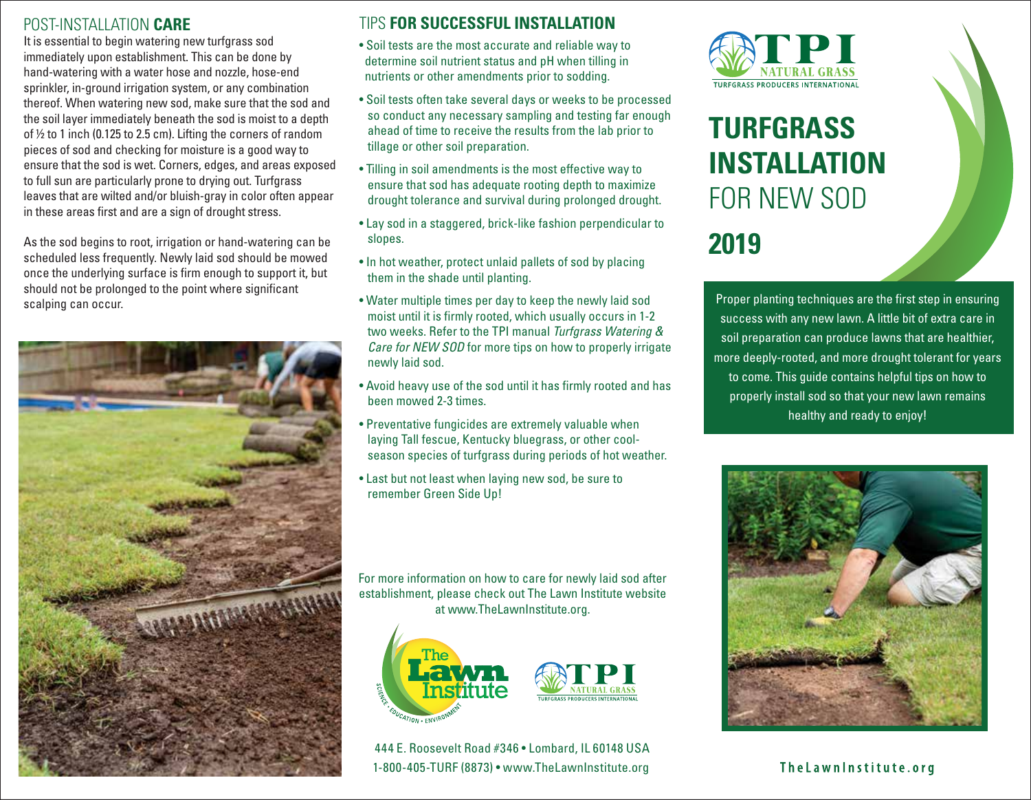# TURFGRASS INSTALLATION FOR NEW SOD

## 2019

TPI NATURAL GRASS
TURFGRASS PRODUCERS INTERNATIONAL

Proper planting techniques are the first step in ensuring success with any new lawn. A little bit of extra care in soil preparation can produce lawns that are healthier, more deeply-rooted, and more drought tolerant for years to come. This guide contains helpful tips on how to properly install sod so that your new lawn remains healthy and ready to enjoy!

## POST-INSTALLATION **CARE**

It is essential to begin watering new turfgrass sod immediately upon establishment. This can be done by hand-watering with a water hose and nozzle, hose-end sprinkler, in-ground irrigation system, or any combination thereof. When watering new sod, make sure that the sod and the soil layer immediately beneath the sod is moist to a depth of ½ to 1 inch (0.125 to 2.5 cm). Lifting the corners of random pieces of sod and checking for moisture is a good way to ensure that the sod is wet. Corners, edges, and areas exposed to full sun are particularly prone to drying out. Turfgrass leaves that are wilted and/or bluish-gray in color often appear in these areas first and are a sign of drought stress.

As the sod begins to root, irrigation or hand-watering can be scheduled less frequently. Newly laid sod should be mowed once the underlying surface is firm enough to support it, but should not be prolonged to the point where significant scalping can occur.

## TIPS **FOR SUCCESSFUL INSTALLATION**

- Soil tests are the most accurate and reliable way to determine soil nutrient status and pH when tilling in nutrients or other amendments prior to sodding.
- Soil tests often take several days or weeks to be processed so conduct any necessary sampling and testing far enough ahead of time to receive the results from the lab prior to tillage or other soil preparation.
- Tilling in soil amendments is the most effective way to ensure that sod has adequate rooting depth to maximize drought tolerance and survival during prolonged drought.
- Lay sod in a staggered, brick-like fashion perpendicular to slopes.
- In hot weather, protect unlaid pallets of sod by placing them in the shade until planting.
- Water multiple times per day to keep the newly laid sod moist until it is firmly rooted, which usually occurs in 1-2 two weeks. Refer to the TPI manual *Turfgrass Watering & Care for NEW SOD* for more tips on how to properly irrigate newly laid sod.
- Avoid heavy use of the sod until it has firmly rooted and has been mowed 2-3 times.
- Preventative fungicides are extremely valuable when laying Tall fescue, Kentucky bluegrass, or other cool-season species of turfgrass during periods of hot weather.
- Last but not least when laying new sod, be sure to remember Green Side Up!

For more information on how to care for newly laid sod after establishment, please check out The Lawn Institute website at www.TheLawnInstitute.org.

The Lawn Institute — Science • Education • Environment

TPI NATURAL GRASS
TURFGRASS PRODUCERS INTERNATIONAL

444 E. Roosevelt Road #346 • Lombard, IL 60148 USA
1-800-405-TURF (8873) • www.TheLawnInstitute.org

TheLawnInstitute.org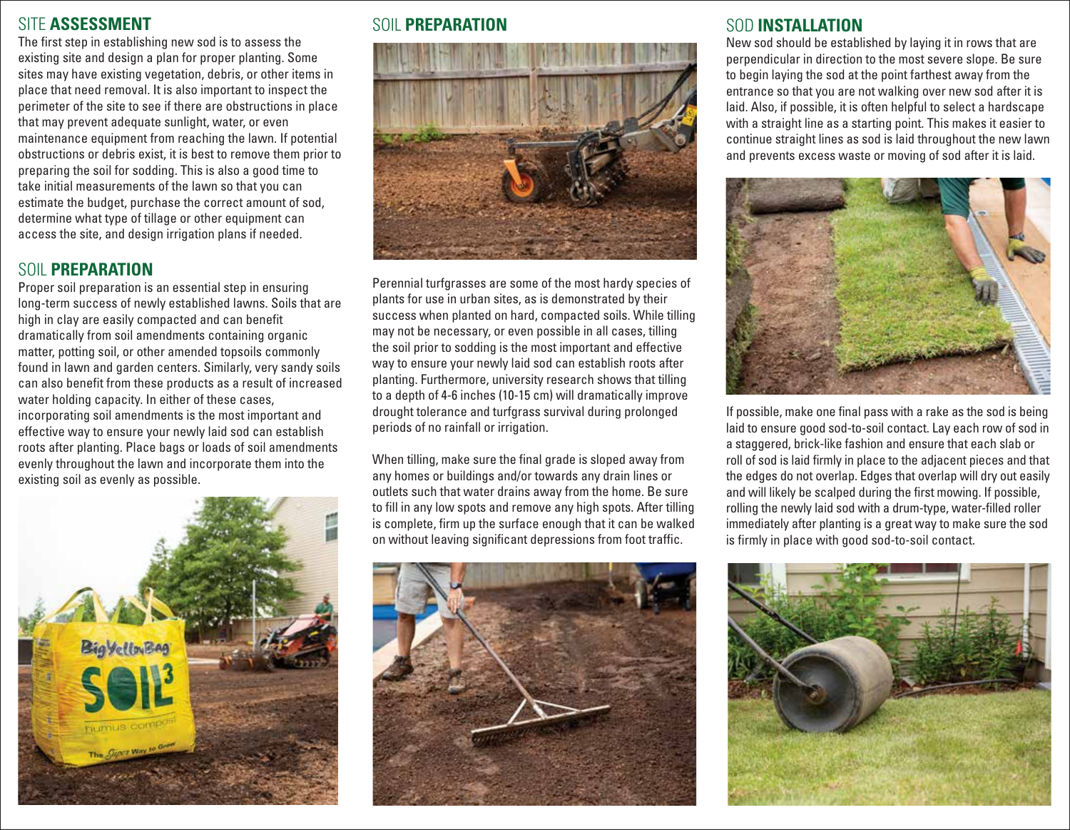## SITE **ASSESSMENT**

The first step in establishing new sod is to assess the existing site and design a plan for proper planting. Some sites may have existing vegetation, debris, or other items in place that need removal. It is also important to inspect the perimeter of the site to see if there are obstructions in place that may prevent adequate sunlight, water, or even maintenance equipment from reaching the lawn. If potential obstructions or debris exist, it is best to remove them prior to preparing the soil for sodding. This is also a good time to take initial measurements of the lawn so that you can estimate the budget, purchase the correct amount of sod, determine what type of tillage or other equipment can access the site, and design irrigation plans if needed.

## SOIL **PREPARATION**

Proper soil preparation is an essential step in ensuring long-term success of newly established lawns. Soils that are high in clay are easily compacted and can benefit dramatically from soil amendments containing organic matter, potting soil, or other amended topsoils commonly found in lawn and garden centers. Similarly, very sandy soils can also benefit from these products as a result of increased water holding capacity. In either of these cases, incorporating soil amendments is the most important and effective way to ensure your newly laid sod can establish roots after planting. Place bags or loads of soil amendments evenly throughout the lawn and incorporate them into the existing soil as evenly as possible.

## SOIL **PREPARATION**

Perennial turfgrasses are some of the most hardy species of plants for use in urban sites, as is demonstrated by their success when planted on hard, compacted soils. While tilling may not be necessary, or even possible in all cases, tilling the soil prior to sodding is the most important and effective way to ensure your newly laid sod can establish roots after planting. Furthermore, university research shows that tilling to a depth of 4-6 inches (10-15 cm) will dramatically improve drought tolerance and turfgrass survival during prolonged periods of no rainfall or irrigation.

When tilling, make sure the final grade is sloped away from any homes or buildings and/or towards any drain lines or outlets such that water drains away from the home. Be sure to fill in any low spots and remove any high spots. After tilling is complete, firm up the surface enough that it can be walked on without leaving significant depressions from foot traffic.

## SOD **INSTALLATION**

New sod should be established by laying it in rows that are perpendicular in direction to the most severe slope. Be sure to begin laying the sod at the point farthest away from the entrance so that you are not walking over new sod after it is laid. Also, if possible, it is often helpful to select a hardscape with a straight line as a starting point. This makes it easier to continue straight lines as sod is laid throughout the new lawn and prevents excess waste or moving of sod after it is laid.

If possible, make one final pass with a rake as the sod is being laid to ensure good sod-to-soil contact. Lay each row of sod in a staggered, brick-like fashion and ensure that each slab or roll of sod is laid firmly in place to the adjacent pieces and that the edges do not overlap. Edges that overlap will dry out easily and will likely be scalped during the first mowing. If possible, rolling the newly laid sod with a drum-type, water-filled roller immediately after planting is a great way to make sure the sod is firmly in place with good sod-to-soil contact.